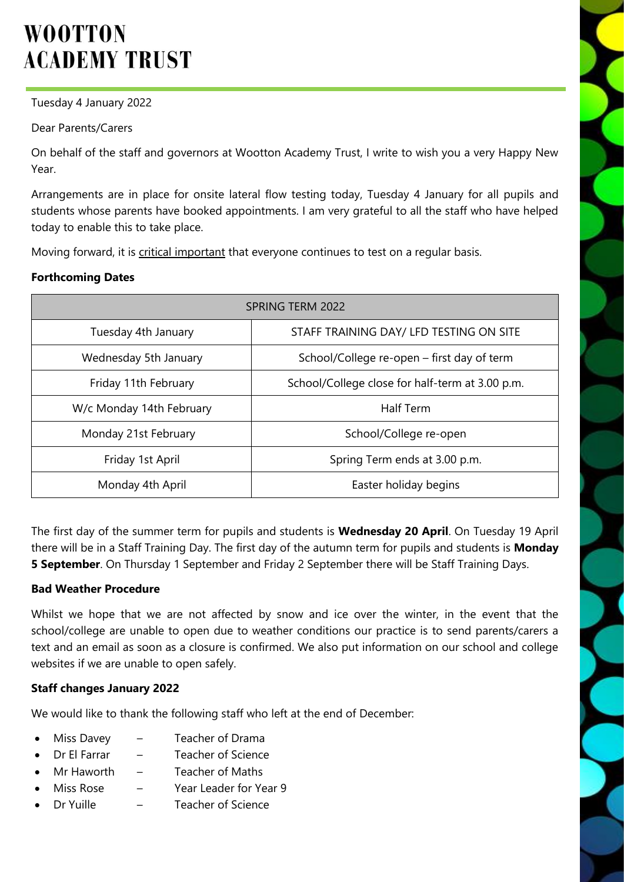# WOOTTON ACADEMY TRUST

Tuesday 4 January 2022

Dear Parents/Carers

On behalf of the staff and governors at Wootton Academy Trust, I write to wish you a very Happy New Year.

Arrangements are in place for onsite lateral flow testing today, Tuesday 4 January for all pupils and students whose parents have booked appointments. I am very grateful to all the staff who have helped today to enable this to take place.

Moving forward, it is critical important that everyone continues to test on a regular basis.

**Forthcoming Dates**

| SPRING TERM 2022 | |
|---|---|
| Tuesday 4th January | STAFF TRAINING DAY/ LFD TESTING ON SITE |
| Wednesday 5th January | School/College re-open – first day of term |
| Friday 11th February | School/College close for half-term at 3.00 p.m. |
| W/c Monday 14th February | Half Term |
| Monday 21st February | School/College re-open |
| Friday 1st April | Spring Term ends at 3.00 p.m. |
| Monday 4th April | Easter holiday begins |

The first day of the summer term for pupils and students is **Wednesday 20 April**. On Tuesday 19 April there will be in a Staff Training Day. The first day of the autumn term for pupils and students is **Monday 5 September**. On Thursday 1 September and Friday 2 September there will be Staff Training Days.

**Bad Weather Procedure**

Whilst we hope that we are not affected by snow and ice over the winter, in the event that the school/college are unable to open due to weather conditions our practice is to send parents/carers a text and an email as soon as a closure is confirmed. We also put information on our school and college websites if we are unable to open safely.

**Staff changes January 2022**

We would like to thank the following staff who left at the end of December:

- Miss Davey – Teacher of Drama
- Dr El Farrar – Teacher of Science
- Mr Haworth – Teacher of Maths
- Miss Rose – Year Leader for Year 9
- Dr Yuille – Teacher of Science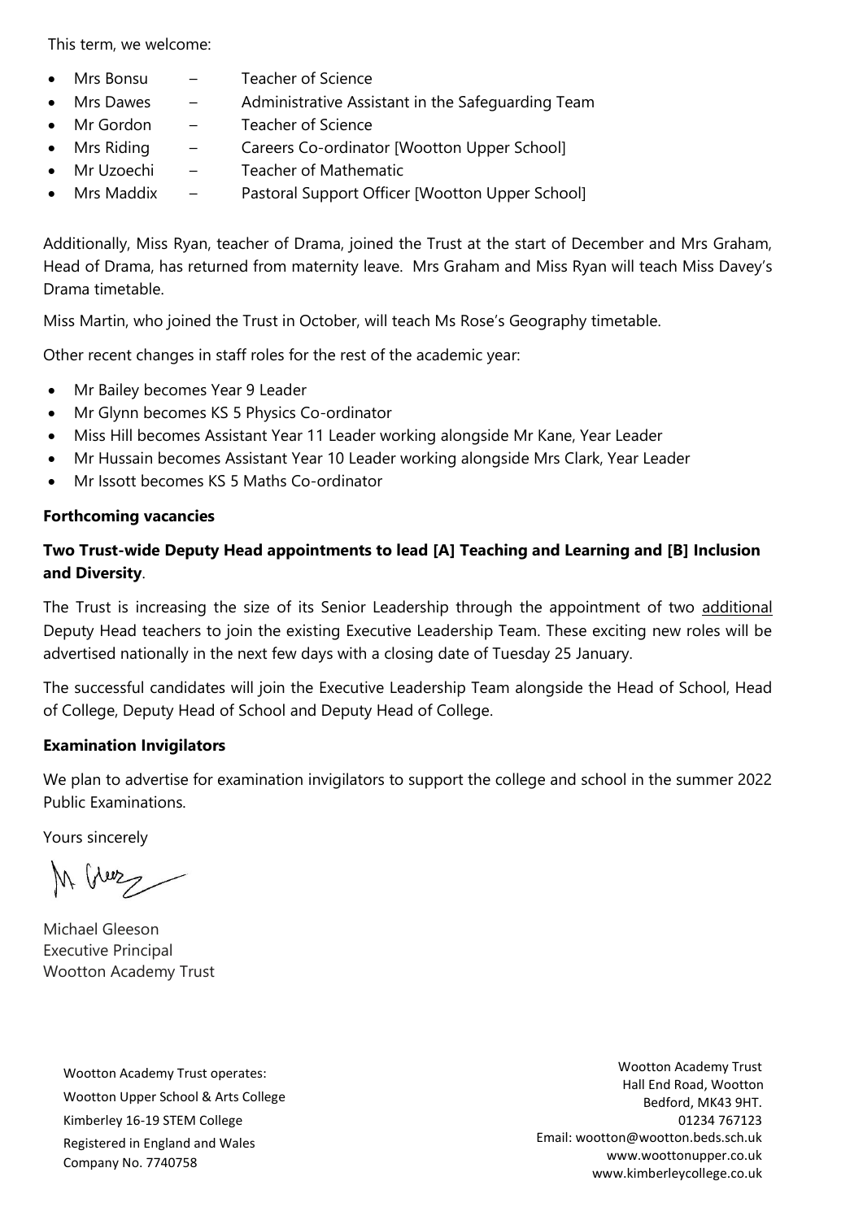This term, we welcome:

- Mrs Bonsu – Teacher of Science
- Mrs Dawes – Administrative Assistant in the Safeguarding Team
- Mr Gordon – Teacher of Science
- Mrs Riding – Careers Co-ordinator [Wootton Upper School]
- Mr Uzoechi – Teacher of Mathematic
- Mrs Maddix – Pastoral Support Officer [Wootton Upper School]

Additionally, Miss Ryan, teacher of Drama, joined the Trust at the start of December and Mrs Graham, Head of Drama, has returned from maternity leave. Mrs Graham and Miss Ryan will teach Miss Davey's Drama timetable.

Miss Martin, who joined the Trust in October, will teach Ms Rose's Geography timetable.

Other recent changes in staff roles for the rest of the academic year:

- Mr Bailey becomes Year 9 Leader
- Mr Glynn becomes KS 5 Physics Co-ordinator
- Miss Hill becomes Assistant Year 11 Leader working alongside Mr Kane, Year Leader
- Mr Hussain becomes Assistant Year 10 Leader working alongside Mrs Clark, Year Leader
- Mr Issott becomes KS 5 Maths Co-ordinator

**Forthcoming vacancies**

**Two Trust-wide Deputy Head appointments to lead [A] Teaching and Learning and [B] Inclusion and Diversity**.

The Trust is increasing the size of its Senior Leadership through the appointment of two additional Deputy Head teachers to join the existing Executive Leadership Team. These exciting new roles will be advertised nationally in the next few days with a closing date of Tuesday 25 January.

The successful candidates will join the Executive Leadership Team alongside the Head of School, Head of College, Deputy Head of School and Deputy Head of College.

**Examination Invigilators**

We plan to advertise for examination invigilators to support the college and school in the summer 2022 Public Examinations.

Yours sincerely

Michael Gleeson
Executive Principal
Wootton Academy Trust

Wootton Academy Trust operates:
Wootton Upper School & Arts College
Kimberley 16-19 STEM College
Registered in England and Wales
Company No. 7740758

Wootton Academy Trust
Hall End Road, Wootton
Bedford, MK43 9HT.
01234 767123
Email: wootton@wootton.beds.sch.uk
www.woottonupper.co.uk
www.kimberleycollege.co.uk